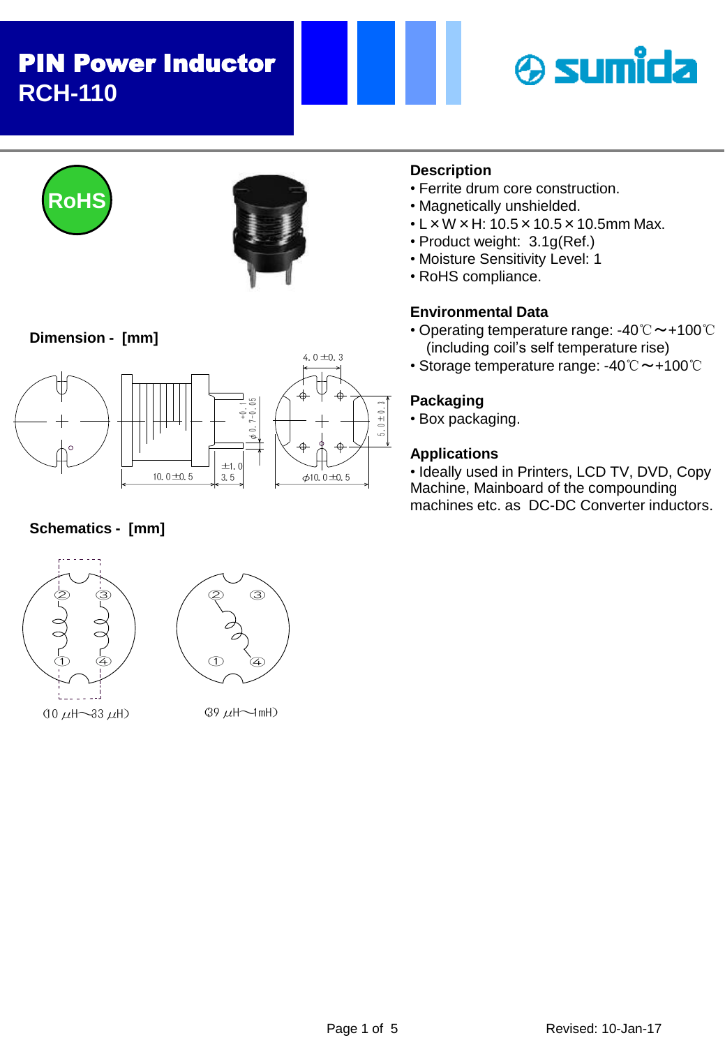# PIN Power Inductor
## RCH-110

RoHS

### Dimension - [mm]

### Schematics - [mm]

(10 μH～33 μH)

(39 μH～1mH)

### Description

- Ferrite drum core construction.
- Magnetically unshielded.
- L × W × H: 10.5 × 10.5 × 10.5mm Max.
- Product weight: 3.1g(Ref.)
- Moisture Sensitivity Level: 1
- RoHS compliance.

### Environmental Data

- Operating temperature range: -40℃～+100℃ (including coil's self temperature rise)
- Storage temperature range: -40℃～+100℃

### Packaging

- Box packaging.

### Applications

- Ideally used in Printers, LCD TV, DVD, Copy Machine, Mainboard of the compounding machines etc. as DC-DC Converter inductors.

Revised: 10-Jan-17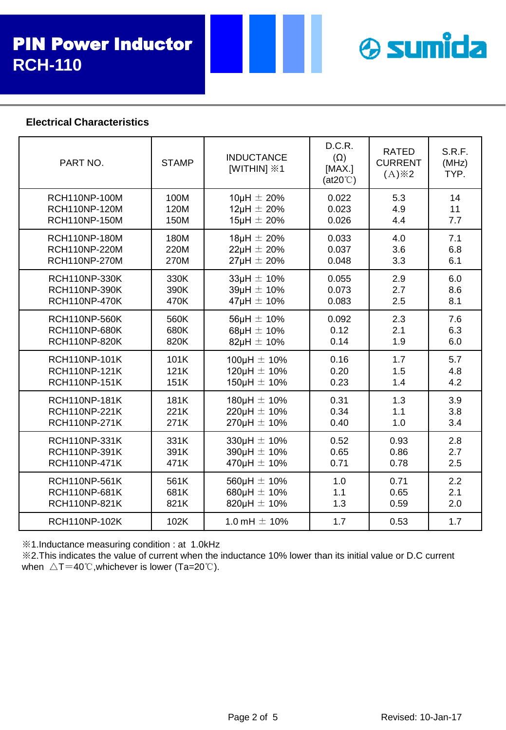# PIN Power Inductor
## RCH-110

### Electrical Characteristics

| PART NO. | STAMP | INDUCTANCE [WITHIN] ※1 | D.C.R. (Ω) [MAX.] (at20℃) | RATED CURRENT (A)※2 | S.R.F. (MHz) TYP. |
|---|---|---|---|---|---|
| RCH110NP-100M | 100M | 10μH ± 20% | 0.022 | 5.3 | 14 |
| RCH110NP-120M | 120M | 12μH ± 20% | 0.023 | 4.9 | 11 |
| RCH110NP-150M | 150M | 15μH ± 20% | 0.026 | 4.4 | 7.7 |
| RCH110NP-180M | 180M | 18μH ± 20% | 0.033 | 4.0 | 7.1 |
| RCH110NP-220M | 220M | 22μH ± 20% | 0.037 | 3.6 | 6.8 |
| RCH110NP-270M | 270M | 27μH ± 20% | 0.048 | 3.3 | 6.1 |
| RCH110NP-330K | 330K | 33μH ± 10% | 0.055 | 2.9 | 6.0 |
| RCH110NP-390K | 390K | 39μH ± 10% | 0.073 | 2.7 | 8.6 |
| RCH110NP-470K | 470K | 47μH ± 10% | 0.083 | 2.5 | 8.1 |
| RCH110NP-560K | 560K | 56μH ± 10% | 0.092 | 2.3 | 7.6 |
| RCH110NP-680K | 680K | 68μH ± 10% | 0.12 | 2.1 | 6.3 |
| RCH110NP-820K | 820K | 82μH ± 10% | 0.14 | 1.9 | 6.0 |
| RCH110NP-101K | 101K | 100μH ± 10% | 0.16 | 1.7 | 5.7 |
| RCH110NP-121K | 121K | 120μH ± 10% | 0.20 | 1.5 | 4.8 |
| RCH110NP-151K | 151K | 150μH ± 10% | 0.23 | 1.4 | 4.2 |
| RCH110NP-181K | 181K | 180μH ± 10% | 0.31 | 1.3 | 3.9 |
| RCH110NP-221K | 221K | 220μH ± 10% | 0.34 | 1.1 | 3.8 |
| RCH110NP-271K | 271K | 270μH ± 10% | 0.40 | 1.0 | 3.4 |
| RCH110NP-331K | 331K | 330μH ± 10% | 0.52 | 0.93 | 2.8 |
| RCH110NP-391K | 391K | 390μH ± 10% | 0.65 | 0.86 | 2.7 |
| RCH110NP-471K | 471K | 470μH ± 10% | 0.71 | 0.78 | 2.5 |
| RCH110NP-561K | 561K | 560μH ± 10% | 1.0 | 0.71 | 2.2 |
| RCH110NP-681K | 681K | 680μH ± 10% | 1.1 | 0.65 | 2.1 |
| RCH110NP-821K | 821K | 820μH ± 10% | 1.3 | 0.59 | 2.0 |
| RCH110NP-102K | 102K | 1.0 mH ± 10% | 1.7 | 0.53 | 1.7 |

※1.Inductance measuring condition : at 1.0kHz

※2.This indicates the value of current when the inductance 10% lower than its initial value or D.C current when △T=40℃,whichever is lower (Ta=20℃).

Revised: 10-Jan-17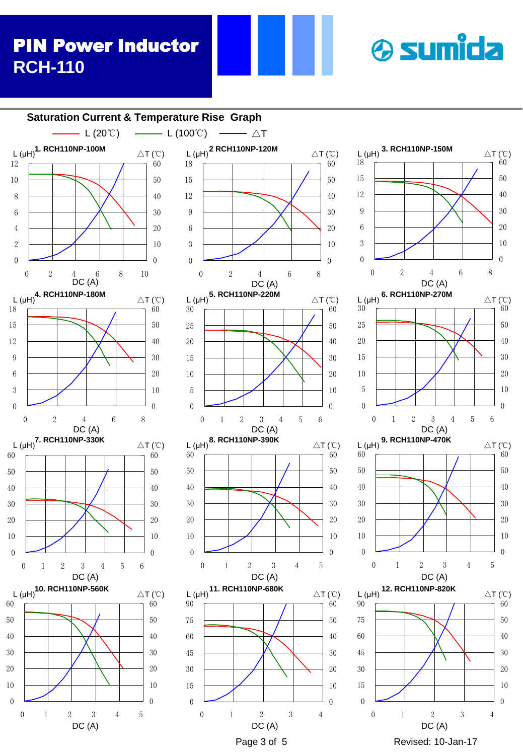# PIN Power Inductor
## RCH-110

sumida

### Saturation Current & Temperature Rise Graph

L (20℃) — L (100℃) — △T

1. RCH110NP-100M

2 RCH110NP-120M

3. RCH110NP-150M

4. RCH110NP-180M

5. RCH110NP-220M

6. RCH110NP-270M

7. RCH110NP-330K

8. RCH110NP-390K

9. RCH110NP-470K

10. RCH110NP-560K

11. RCH110NP-680K

12. RCH110NP-820K

L (μH) — DC (A) — △T (℃)

Revised: 10-Jan-17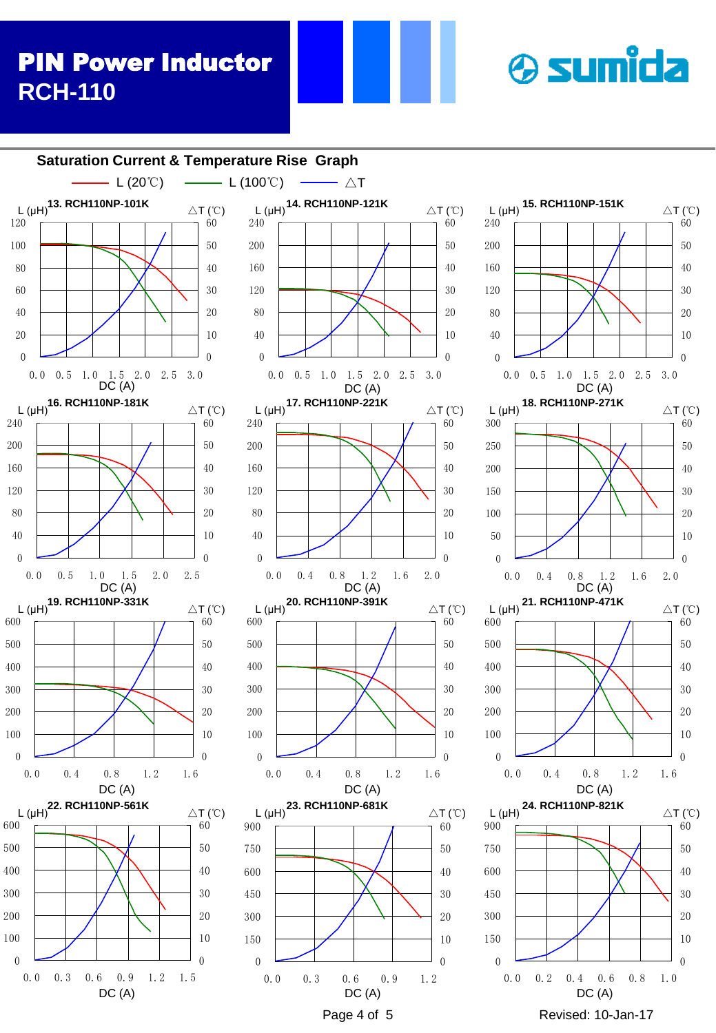# PIN Power Inductor
## RCH-110

### Saturation Current & Temperature Rise Graph

L (20℃) — L (100℃) — △T

**13. RCH110NP-101K**
L (μH): 0, 20, 40, 60, 80, 100, 120; △T (℃): 0, 10, 20, 30, 40, 50, 60; DC (A): 0.0, 0.5, 1.0, 1.5, 2.0, 2.5, 3.0

**14. RCH110NP-121K**
L (μH): 0, 40, 80, 120, 160, 200, 240; △T (℃): 0, 10, 20, 30, 40, 50, 60; DC (A): 0.0, 0.5, 1.0, 1.5, 2.0, 2.5, 3.0

**15. RCH110NP-151K**
L (μH): 0, 40, 80, 120, 160, 200, 240; △T (℃): 0, 10, 20, 30, 40, 50, 60; DC (A): 0.0, 0.5, 1.0, 1.5, 2.0, 2.5, 3.0

**16. RCH110NP-181K**
L (μH): 0, 40, 80, 120, 160, 200, 240; △T (℃): 0, 10, 20, 30, 40, 50, 60; DC (A): 0.0, 0.5, 1.0, 1.5, 2.0, 2.5

**17. RCH110NP-221K**
L (μH): 0, 40, 80, 120, 160, 200, 240; △T (℃): 0, 10, 20, 30, 40, 50, 60; DC (A): 0.0, 0.4, 0.8, 1.2, 1.6, 2.0

**18. RCH110NP-271K**
L (μH): 0, 50, 100, 150, 200, 250, 300; △T (℃): 0, 10, 20, 30, 40, 50, 60; DC (A): 0.0, 0.4, 0.8, 1.2, 1.6, 2.0

**19. RCH110NP-331K**
L (μH): 0, 100, 200, 300, 400, 500, 600; △T (℃): 0, 10, 20, 30, 40, 50, 60; DC (A): 0.0, 0.4, 0.8, 1.2, 1.6

**20. RCH110NP-391K**
L (μH): 0, 100, 200, 300, 400, 500, 600; △T (℃): 0, 10, 20, 30, 40, 50, 60; DC (A): 0.0, 0.4, 0.8, 1.2, 1.6

**21. RCH110NP-471K**
L (μH): 0, 100, 200, 300, 400, 500, 600; △T (℃): 0, 10, 20, 30, 40, 50, 60; DC (A): 0.0, 0.4, 0.8, 1.2, 1.6

**22. RCH110NP-561K**
L (μH): 0, 100, 200, 300, 400, 500, 600; △T (℃): 0, 10, 20, 30, 40, 50, 60; DC (A): 0.0, 0.3, 0.6, 0.9, 1.2, 1.5

**23. RCH110NP-681K**
L (μH): 0, 150, 300, 450, 600, 750, 900; △T (℃): 0, 10, 20, 30, 40, 50, 60; DC (A): 0.0, 0.3, 0.6, 0.9, 1.2

**24. RCH110NP-821K**
L (μH): 0, 150, 300, 450, 600, 750, 900; △T (℃): 0, 10, 20, 30, 40, 50, 60; DC (A): 0.0, 0.2, 0.4, 0.6, 0.8, 1.0

Revised: 10-Jan-17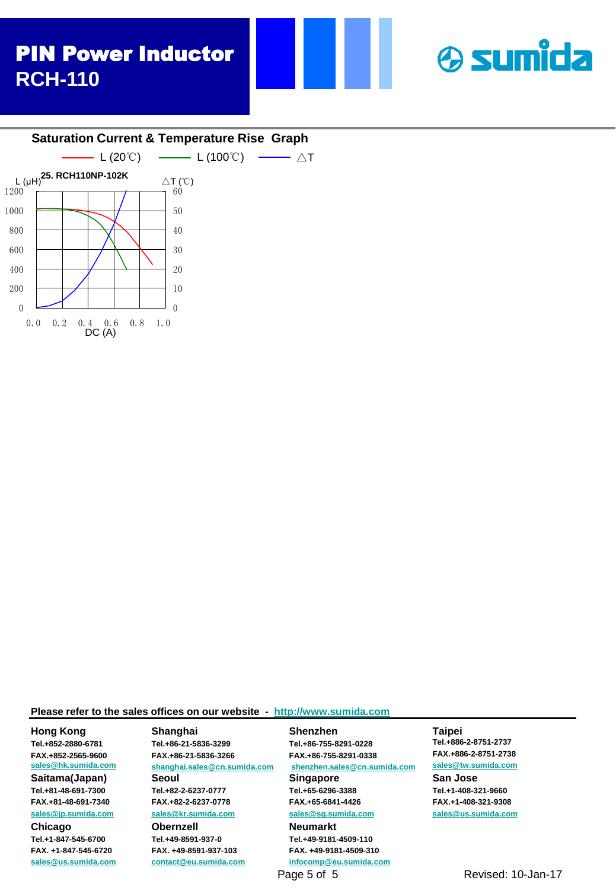# PIN Power Inductor
## RCH-110

sumida

### Saturation Current & Temperature Rise Graph

L (20℃) L (100℃) △T

25. RCH110NP-102K

L (μH)

1200
1000
800
600
400
200
0

△T (℃)

60
50
40
30
20
10
0

0.0 0.2 0.4 0.6 0.8 1.0

DC (A)

**Please refer to the sales offices on our website - http://www.sumida.com**

**Hong Kong**
Tel.+852-2880-6781
FAX.+852-2565-9600
sales@hk.sumida.com

**Shanghai**
Tel.+86-21-5836-3299
FAX.+86-21-5836-3266
shanghai.sales@cn.sumida.com

**Shenzhen**
Tel.+86-755-8291-0228
FAX.+86-755-8291-0338
shenzhen.sales@cn.sumida.com

**Taipei**
Tel.+886-2-8751-2737
FAX.+886-2-8751-2738
sales@tw.sumida.com

**Saitama(Japan)**
Tel.+81-48-691-7300
FAX.+81-48-691-7340
sales@jp.sumida.com

**Seoul**
Tel.+82-2-6237-0777
FAX.+82-2-6237-0778
sales@kr.sumida.com

**Singapore**
Tel.+65-6296-3388
FAX.+65-6841-4426
sales@sg.sumida.com

**San Jose**
Tel.+1-408-321-9660
FAX.+1-408-321-9308
sales@us.sumida.com

**Chicago**
Tel.+1-847-545-6700
FAX. +1-847-545-6720
sales@us.sumida.com

**Obernzell**
Tel.+49-8591-937-0
FAX. +49-8591-937-103
contact@eu.sumida.com

**Neumarkt**
Tel.+49-9181-4509-110
FAX. +49-9181-4509-310
infocomp@eu.sumida.com

Revised: 10-Jan-17